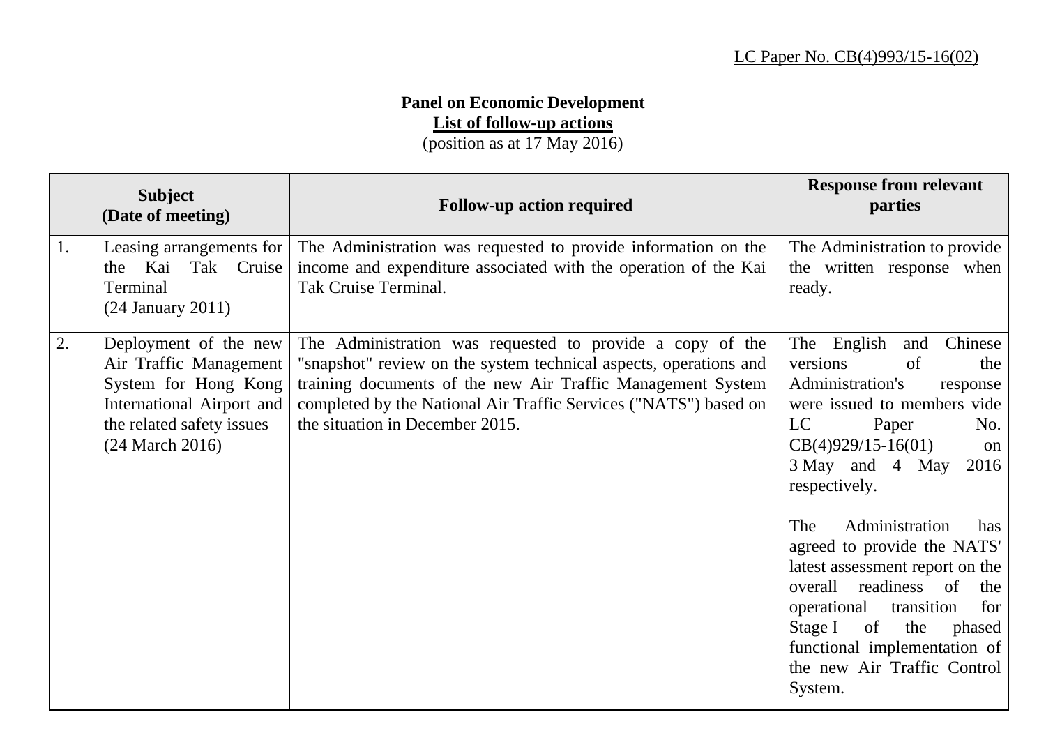LC Paper No. CB(4)993/15-16(02)

**Panel on Economic Development**
**List of follow-up actions**
(position as at 17 May 2016)

| Subject (Date of meeting) | Follow-up action required | Response from relevant parties |
|---|---|---|
| 1. Leasing arrangements for the Kai Tak Cruise Terminal (24 January 2011) | The Administration was requested to provide information on the income and expenditure associated with the operation of the Kai Tak Cruise Terminal. | The Administration to provide the written response when ready. |
| 2. Deployment of the new Air Traffic Management System for Hong Kong International Airport and the related safety issues (24 March 2016) | The Administration was requested to provide a copy of the "snapshot" review on the system technical aspects, operations and training documents of the new Air Traffic Management System completed by the National Air Traffic Services ("NATS") based on the situation in December 2015. | The English and Chinese versions of the Administration's response were issued to members vide LC Paper No. CB(4)929/15-16(01) on 3 May and 4 May 2016 respectively.<br><br>The Administration has agreed to provide the NATS' latest assessment report on the overall readiness of the operational transition for Stage I of the phased functional implementation of the new Air Traffic Control System. |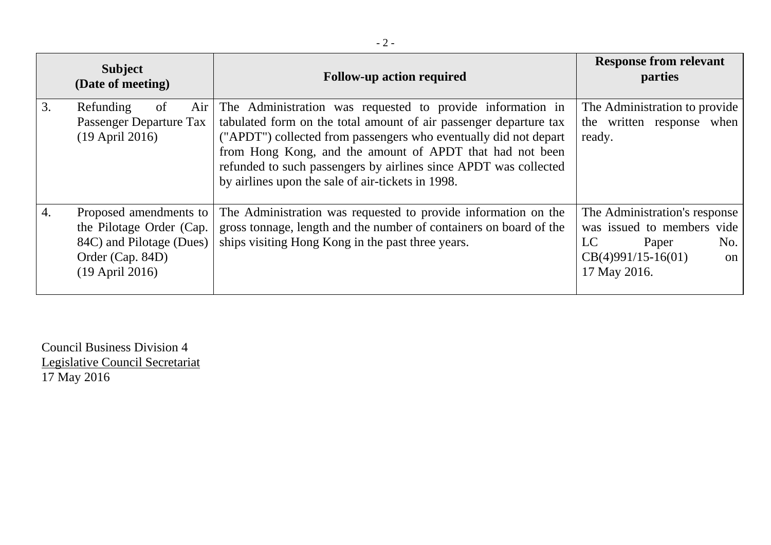| Subject (Date of meeting) | Follow-up action required | Response from relevant parties |
|---|---|---|
| 3. Refunding of Air Passenger Departure Tax (19 April 2016) | The Administration was requested to provide information in tabulated form on the total amount of air passenger departure tax ("APDT") collected from passengers who eventually did not depart from Hong Kong, and the amount of APDT that had not been refunded to such passengers by airlines since APDT was collected by airlines upon the sale of air-tickets in 1998. | The Administration to provide the written response when ready. |
| 4. Proposed amendments to the Pilotage Order (Cap. 84C) and Pilotage (Dues) Order (Cap. 84D) (19 April 2016) | The Administration was requested to provide information on the gross tonnage, length and the number of containers on board of the ships visiting Hong Kong in the past three years. | The Administration's response was issued to members vide LC Paper No. CB(4)991/15-16(01) on 17 May 2016. |

Council Business Division 4
Legislative Council Secretariat
17 May 2016